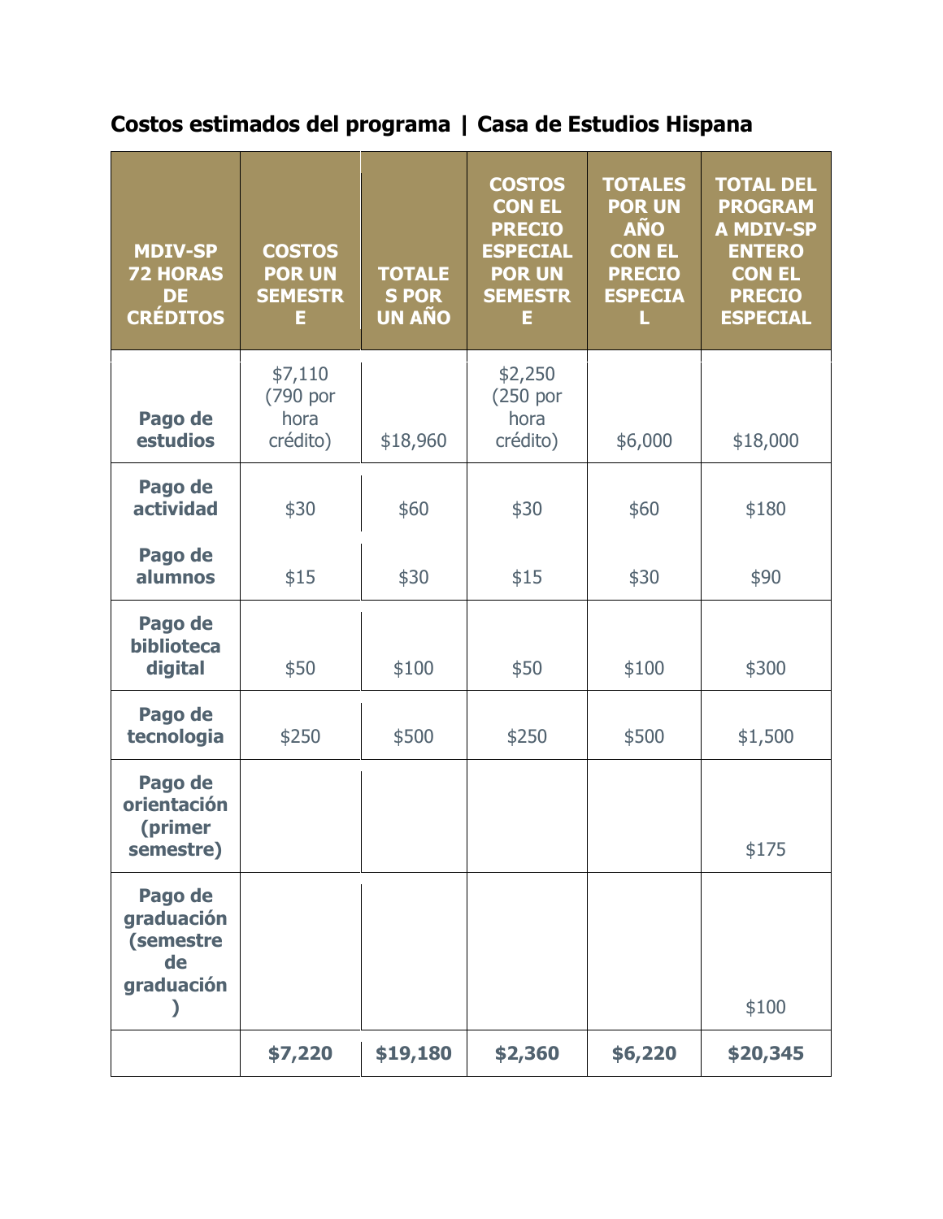**Costos estimados del programa | Casa de Estudios Hispana**

| MDIV-SP 72 HORAS DE CRÉDITOS | COSTOS POR UN SEMESTRE | TOTALES POR UN AÑO | COSTOS CON EL PRECIO ESPECIAL POR UN SEMESTRE | TOTALES POR UN AÑO CON EL PRECIO ESPECIAL | TOTAL DEL PROGRAMA MDIV-SP ENTERO CON EL PRECIO ESPECIAL |
|---|---|---|---|---|---|
| **Pago de estudios** | $7,110 (790 por hora crédito) | $18,960 | $2,250 (250 por hora crédito) | $6,000 | $18,000 |
| **Pago de actividad** | $30 | $60 | $30 | $60 | $180 |
| **Pago de alumnos** | $15 | $30 | $15 | $30 | $90 |
| **Pago de biblioteca digital** | $50 | $100 | $50 | $100 | $300 |
| **Pago de tecnologia** | $250 | $500 | $250 | $500 | $1,500 |
| **Pago de orientación (primer semestre)** | | | | | $175 |
| **Pago de graduación (semestre de graduación)** | | | | | $100 |
| | **$7,220** | **$19,180** | **$2,360** | **$6,220** | **$20,345** |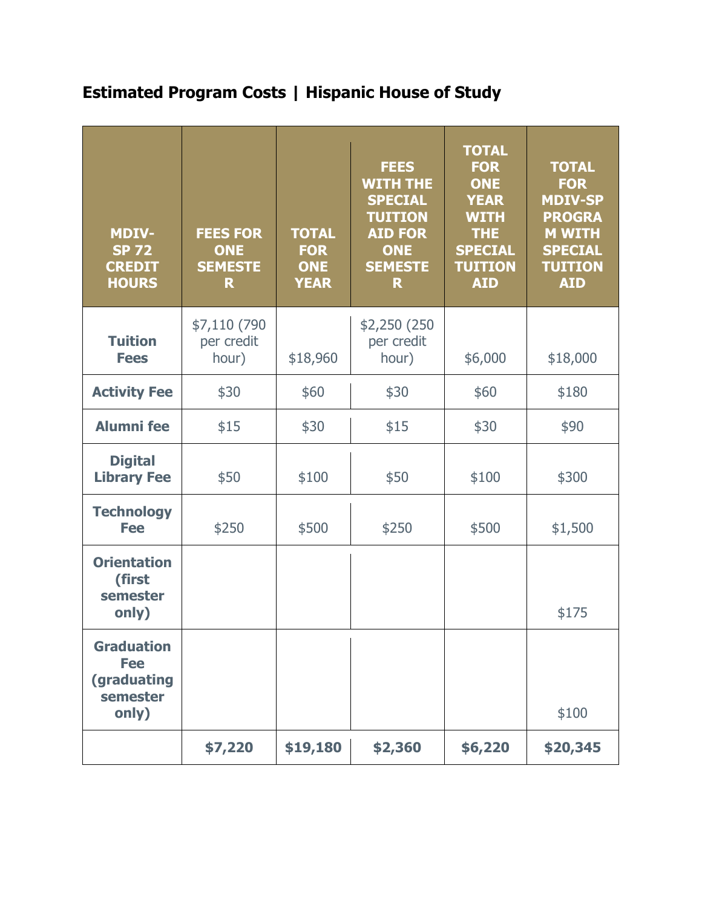## Estimated Program Costs | Hispanic House of Study

| MDIV-SP 72 CREDIT HOURS | FEES FOR ONE SEMESTER | TOTAL FOR ONE YEAR | FEES WITH THE SPECIAL TUITION AID FOR ONE SEMESTER | TOTAL FOR ONE YEAR WITH THE SPECIAL TUITION AID | TOTAL FOR MDIV-SP PROGRAM WITH SPECIAL TUITION AID |
|---|---|---|---|---|---|
| **Tuition Fees** | $7,110 (790 per credit hour) | $18,960 | $2,250 (250 per credit hour) | $6,000 | $18,000 |
| **Activity Fee** | $30 | $60 | $30 | $60 | $180 |
| **Alumni fee** | $15 | $30 | $15 | $30 | $90 |
| **Digital Library Fee** | $50 | $100 | $50 | $100 | $300 |
| **Technology Fee** | $250 | $500 | $250 | $500 | $1,500 |
| **Orientation (first semester only)** | | | | | $175 |
| **Graduation Fee (graduating semester only)** | | | | | $100 |
| | **$7,220** | **$19,180** | **$2,360** | **$6,220** | **$20,345** |